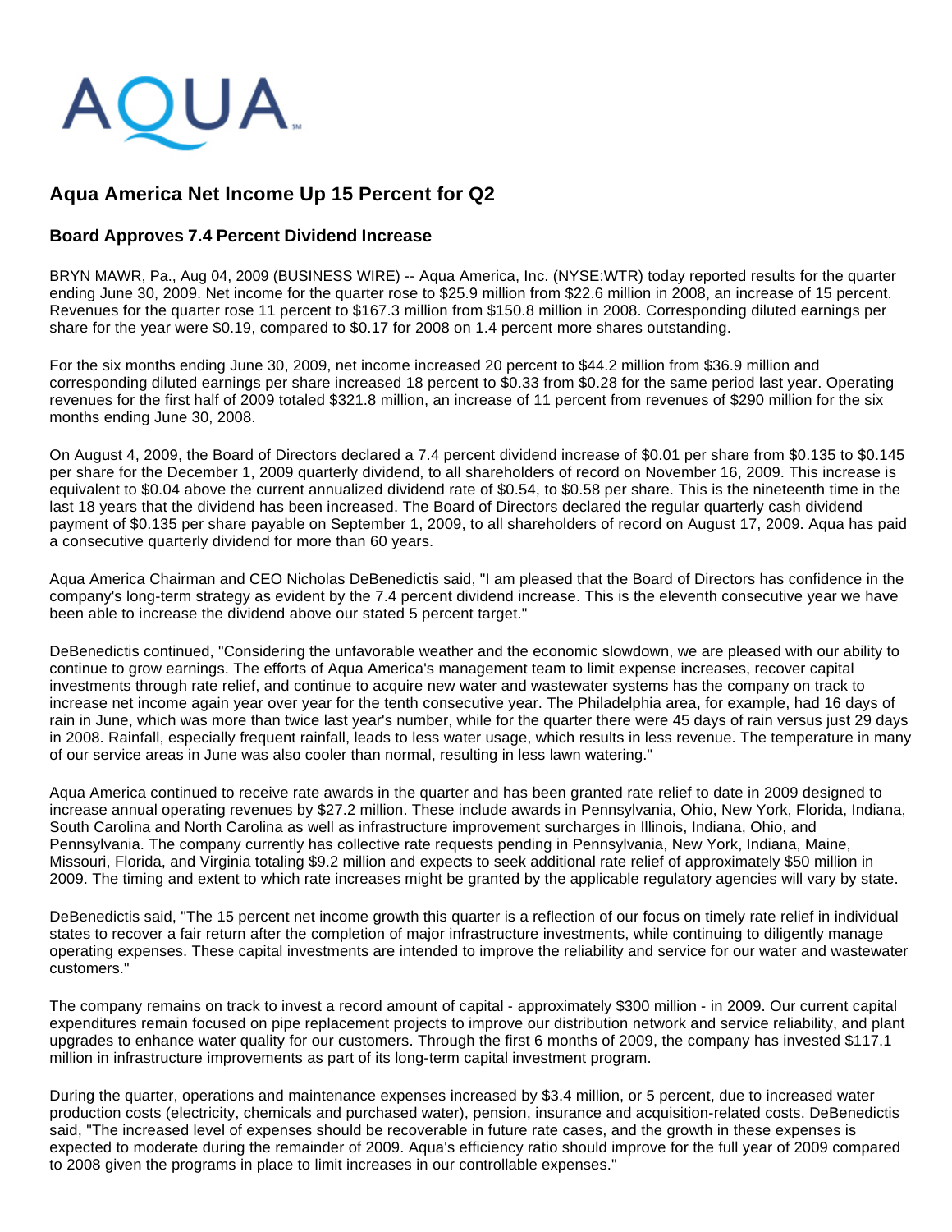AQUA

# Aqua America Net Income Up 15 Percent for Q2

## Board Approves 7.4 Percent Dividend Increase

BRYN MAWR, Pa., Aug 04, 2009 (BUSINESS WIRE) -- Aqua America, Inc. (NYSE:WTR) today reported results for the quarter ending June 30, 2009. Net income for the quarter rose to $25.9 million from $22.6 million in 2008, an increase of 15 percent. Revenues for the quarter rose 11 percent to $167.3 million from $150.8 million in 2008. Corresponding diluted earnings per share for the year were $0.19, compared to $0.17 for 2008 on 1.4 percent more shares outstanding.

For the six months ending June 30, 2009, net income increased 20 percent to $44.2 million from $36.9 million and corresponding diluted earnings per share increased 18 percent to $0.33 from $0.28 for the same period last year. Operating revenues for the first half of 2009 totaled $321.8 million, an increase of 11 percent from revenues of $290 million for the six months ending June 30, 2008.

On August 4, 2009, the Board of Directors declared a 7.4 percent dividend increase of $0.01 per share from $0.135 to $0.145 per share for the December 1, 2009 quarterly dividend, to all shareholders of record on November 16, 2009. This increase is equivalent to $0.04 above the current annualized dividend rate of $0.54, to $0.58 per share. This is the nineteenth time in the last 18 years that the dividend has been increased. The Board of Directors declared the regular quarterly cash dividend payment of $0.135 per share payable on September 1, 2009, to all shareholders of record on August 17, 2009. Aqua has paid a consecutive quarterly dividend for more than 60 years.

Aqua America Chairman and CEO Nicholas DeBenedictis said, "I am pleased that the Board of Directors has confidence in the company's long-term strategy as evident by the 7.4 percent dividend increase. This is the eleventh consecutive year we have been able to increase the dividend above our stated 5 percent target."

DeBenedictis continued, "Considering the unfavorable weather and the economic slowdown, we are pleased with our ability to continue to grow earnings. The efforts of Aqua America's management team to limit expense increases, recover capital investments through rate relief, and continue to acquire new water and wastewater systems has the company on track to increase net income again year over year for the tenth consecutive year. The Philadelphia area, for example, had 16 days of rain in June, which was more than twice last year's number, while for the quarter there were 45 days of rain versus just 29 days in 2008. Rainfall, especially frequent rainfall, leads to less water usage, which results in less revenue. The temperature in many of our service areas in June was also cooler than normal, resulting in less lawn watering."

Aqua America continued to receive rate awards in the quarter and has been granted rate relief to date in 2009 designed to increase annual operating revenues by $27.2 million. These include awards in Pennsylvania, Ohio, New York, Florida, Indiana, South Carolina and North Carolina as well as infrastructure improvement surcharges in Illinois, Indiana, Ohio, and Pennsylvania. The company currently has collective rate requests pending in Pennsylvania, New York, Indiana, Maine, Missouri, Florida, and Virginia totaling $9.2 million and expects to seek additional rate relief of approximately $50 million in 2009. The timing and extent to which rate increases might be granted by the applicable regulatory agencies will vary by state.

DeBenedictis said, "The 15 percent net income growth this quarter is a reflection of our focus on timely rate relief in individual states to recover a fair return after the completion of major infrastructure investments, while continuing to diligently manage operating expenses. These capital investments are intended to improve the reliability and service for our water and wastewater customers."

The company remains on track to invest a record amount of capital - approximately $300 million - in 2009. Our current capital expenditures remain focused on pipe replacement projects to improve our distribution network and service reliability, and plant upgrades to enhance water quality for our customers. Through the first 6 months of 2009, the company has invested $117.1 million in infrastructure improvements as part of its long-term capital investment program.

During the quarter, operations and maintenance expenses increased by $3.4 million, or 5 percent, due to increased water production costs (electricity, chemicals and purchased water), pension, insurance and acquisition-related costs. DeBenedictis said, "The increased level of expenses should be recoverable in future rate cases, and the growth in these expenses is expected to moderate during the remainder of 2009. Aqua's efficiency ratio should improve for the full year of 2009 compared to 2008 given the programs in place to limit increases in our controllable expenses."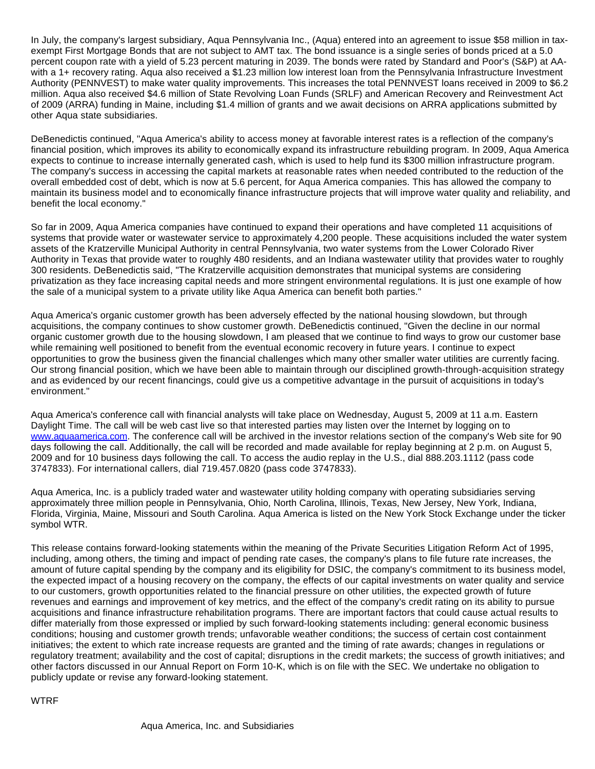In July, the company's largest subsidiary, Aqua Pennsylvania Inc., (Aqua) entered into an agreement to issue $58 million in tax-exempt First Mortgage Bonds that are not subject to AMT tax. The bond issuance is a single series of bonds priced at a 5.0 percent coupon rate with a yield of 5.23 percent maturing in 2039. The bonds were rated by Standard and Poor's (S&P) at AA- with a 1+ recovery rating. Aqua also received a $1.23 million low interest loan from the Pennsylvania Infrastructure Investment Authority (PENNVEST) to make water quality improvements. This increases the total PENNVEST loans received in 2009 to $6.2 million. Aqua also received $4.6 million of State Revolving Loan Funds (SRLF) and American Recovery and Reinvestment Act of 2009 (ARRA) funding in Maine, including $1.4 million of grants and we await decisions on ARRA applications submitted by other Aqua state subsidiaries.

DeBenedictis continued, "Aqua America's ability to access money at favorable interest rates is a reflection of the company's financial position, which improves its ability to economically expand its infrastructure rebuilding program. In 2009, Aqua America expects to continue to increase internally generated cash, which is used to help fund its $300 million infrastructure program. The company's success in accessing the capital markets at reasonable rates when needed contributed to the reduction of the overall embedded cost of debt, which is now at 5.6 percent, for Aqua America companies. This has allowed the company to maintain its business model and to economically finance infrastructure projects that will improve water quality and reliability, and benefit the local economy."

So far in 2009, Aqua America companies have continued to expand their operations and have completed 11 acquisitions of systems that provide water or wastewater service to approximately 4,200 people. These acquisitions included the water system assets of the Kratzerville Municipal Authority in central Pennsylvania, two water systems from the Lower Colorado River Authority in Texas that provide water to roughly 480 residents, and an Indiana wastewater utility that provides water to roughly 300 residents. DeBenedictis said, "The Kratzerville acquisition demonstrates that municipal systems are considering privatization as they face increasing capital needs and more stringent environmental regulations. It is just one example of how the sale of a municipal system to a private utility like Aqua America can benefit both parties."

Aqua America's organic customer growth has been adversely effected by the national housing slowdown, but through acquisitions, the company continues to show customer growth. DeBenedictis continued, "Given the decline in our normal organic customer growth due to the housing slowdown, I am pleased that we continue to find ways to grow our customer base while remaining well positioned to benefit from the eventual economic recovery in future years. I continue to expect opportunities to grow the business given the financial challenges which many other smaller water utilities are currently facing. Our strong financial position, which we have been able to maintain through our disciplined growth-through-acquisition strategy and as evidenced by our recent financings, could give us a competitive advantage in the pursuit of acquisitions in today's environment."

Aqua America's conference call with financial analysts will take place on Wednesday, August 5, 2009 at 11 a.m. Eastern Daylight Time. The call will be web cast live so that interested parties may listen over the Internet by logging on to www.aquaamerica.com. The conference call will be archived in the investor relations section of the company's Web site for 90 days following the call. Additionally, the call will be recorded and made available for replay beginning at 2 p.m. on August 5, 2009 and for 10 business days following the call. To access the audio replay in the U.S., dial 888.203.1112 (pass code 3747833). For international callers, dial 719.457.0820 (pass code 3747833).

Aqua America, Inc. is a publicly traded water and wastewater utility holding company with operating subsidiaries serving approximately three million people in Pennsylvania, Ohio, North Carolina, Illinois, Texas, New Jersey, New York, Indiana, Florida, Virginia, Maine, Missouri and South Carolina. Aqua America is listed on the New York Stock Exchange under the ticker symbol WTR.

This release contains forward-looking statements within the meaning of the Private Securities Litigation Reform Act of 1995, including, among others, the timing and impact of pending rate cases, the company's plans to file future rate increases, the amount of future capital spending by the company and its eligibility for DSIC, the company's commitment to its business model, the expected impact of a housing recovery on the company, the effects of our capital investments on water quality and service to our customers, growth opportunities related to the financial pressure on other utilities, the expected growth of future revenues and earnings and improvement of key metrics, and the effect of the company's credit rating on its ability to pursue acquisitions and finance infrastructure rehabilitation programs. There are important factors that could cause actual results to differ materially from those expressed or implied by such forward-looking statements including: general economic business conditions; housing and customer growth trends; unfavorable weather conditions; the success of certain cost containment initiatives; the extent to which rate increase requests are granted and the timing of rate awards; changes in regulations or regulatory treatment; availability and the cost of capital; disruptions in the credit markets; the success of growth initiatives; and other factors discussed in our Annual Report on Form 10-K, which is on file with the SEC. We undertake no obligation to publicly update or revise any forward-looking statement.

WTRF

Aqua America, Inc. and Subsidiaries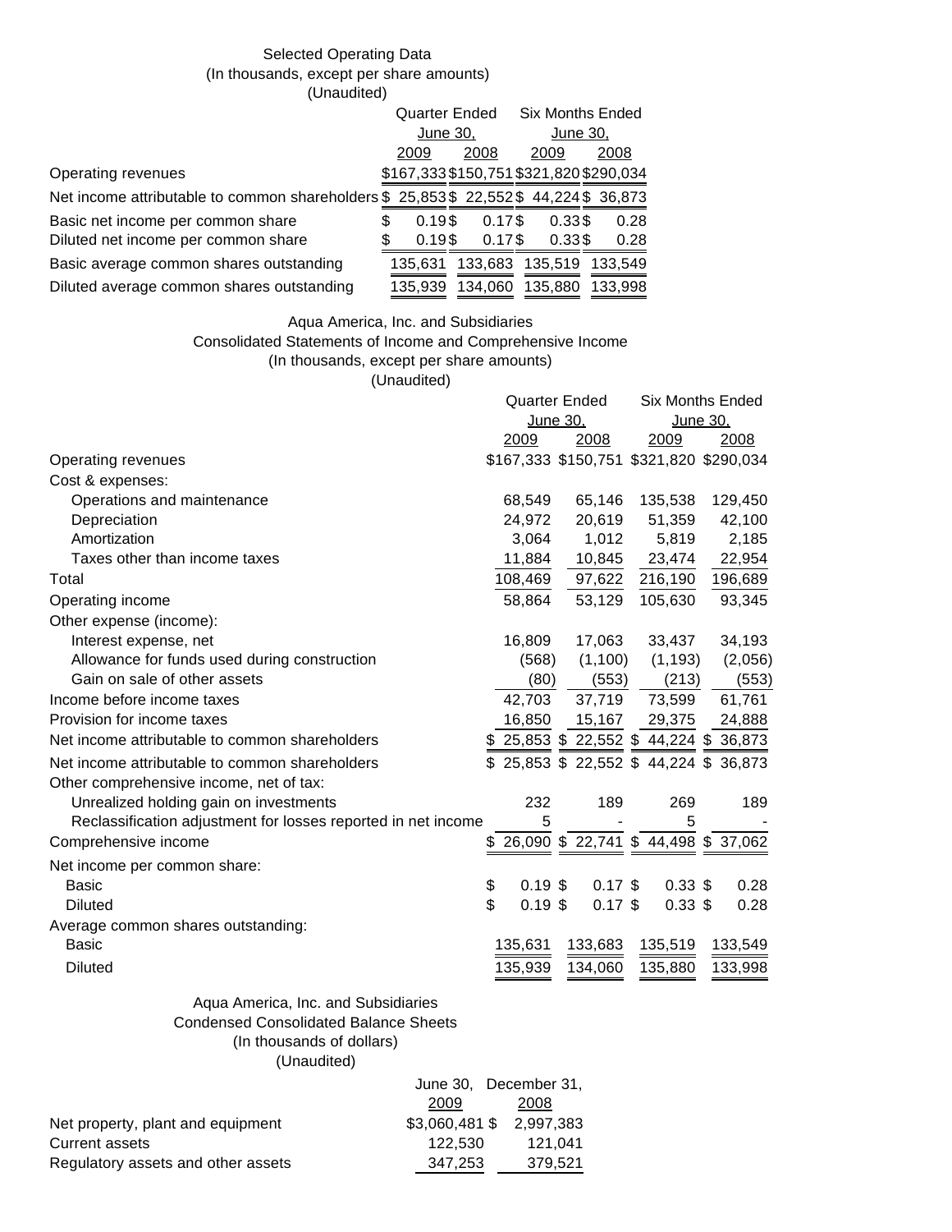Selected Operating Data
(In thousands, except per share amounts)
(Unaudited)

| | Quarter Ended June 30, | | Six Months Ended June 30, | |
|---|---|---|---|---|
| | 2009 | 2008 | 2009 | 2008 |
| Operating revenues | $167,333 | $150,751 | $321,820 | $290,034 |
| Net income attributable to common shareholders | $ 25,853 | $ 22,552 | $ 44,224 | $ 36,873 |
| Basic net income per common share | $ 0.19 | $ 0.17 | $ 0.33 | $ 0.28 |
| Diluted net income per common share | $ 0.19 | $ 0.17 | $ 0.33 | $ 0.28 |
| Basic average common shares outstanding | 135,631 | 133,683 | 135,519 | 133,549 |
| Diluted average common shares outstanding | 135,939 | 134,060 | 135,880 | 133,998 |

Aqua America, Inc. and Subsidiaries
Consolidated Statements of Income and Comprehensive Income
(In thousands, except per share amounts)
(Unaudited)

| | Quarter Ended June 30, | | Six Months Ended June 30, | |
|---|---|---|---|---|
| | 2009 | 2008 | 2009 | 2008 |
| Operating revenues | $167,333 | $150,751 | $321,820 | $290,034 |
| Cost & expenses: | | | | |
| Operations and maintenance | 68,549 | 65,146 | 135,538 | 129,450 |
| Depreciation | 24,972 | 20,619 | 51,359 | 42,100 |
| Amortization | 3,064 | 1,012 | 5,819 | 2,185 |
| Taxes other than income taxes | 11,884 | 10,845 | 23,474 | 22,954 |
| Total | 108,469 | 97,622 | 216,190 | 196,689 |
| Operating income | 58,864 | 53,129 | 105,630 | 93,345 |
| Other expense (income): | | | | |
| Interest expense, net | 16,809 | 17,063 | 33,437 | 34,193 |
| Allowance for funds used during construction | (568) | (1,100) | (1,193) | (2,056) |
| Gain on sale of other assets | (80) | (553) | (213) | (553) |
| Income before income taxes | 42,703 | 37,719 | 73,599 | 61,761 |
| Provision for income taxes | 16,850 | 15,167 | 29,375 | 24,888 |
| Net income attributable to common shareholders | $ 25,853 | $ 22,552 | $ 44,224 | $ 36,873 |
| Net income attributable to common shareholders | $ 25,853 | $ 22,552 | $ 44,224 | $ 36,873 |
| Other comprehensive income, net of tax: | | | | |
| Unrealized holding gain on investments | 232 | 189 | 269 | 189 |
| Reclassification adjustment for losses reported in net income | 5 | - | 5 | - |
| Comprehensive income | $ 26,090 | $ 22,741 | $ 44,498 | $ 37,062 |
| Net income per common share: | | | | |
| Basic | $ 0.19 | $ 0.17 | $ 0.33 | $ 0.28 |
| Diluted | $ 0.19 | $ 0.17 | $ 0.33 | $ 0.28 |
| Average common shares outstanding: | | | | |
| Basic | 135,631 | 133,683 | 135,519 | 133,549 |
| Diluted | 135,939 | 134,060 | 135,880 | 133,998 |

Aqua America, Inc. and Subsidiaries
Condensed Consolidated Balance Sheets
(In thousands of dollars)
(Unaudited)

| | June 30, 2009 | December 31, 2008 |
|---|---|---|
| Net property, plant and equipment | $3,060,481 | $ 2,997,383 |
| Current assets | 122,530 | 121,041 |
| Regulatory assets and other assets | 347,253 | 379,521 |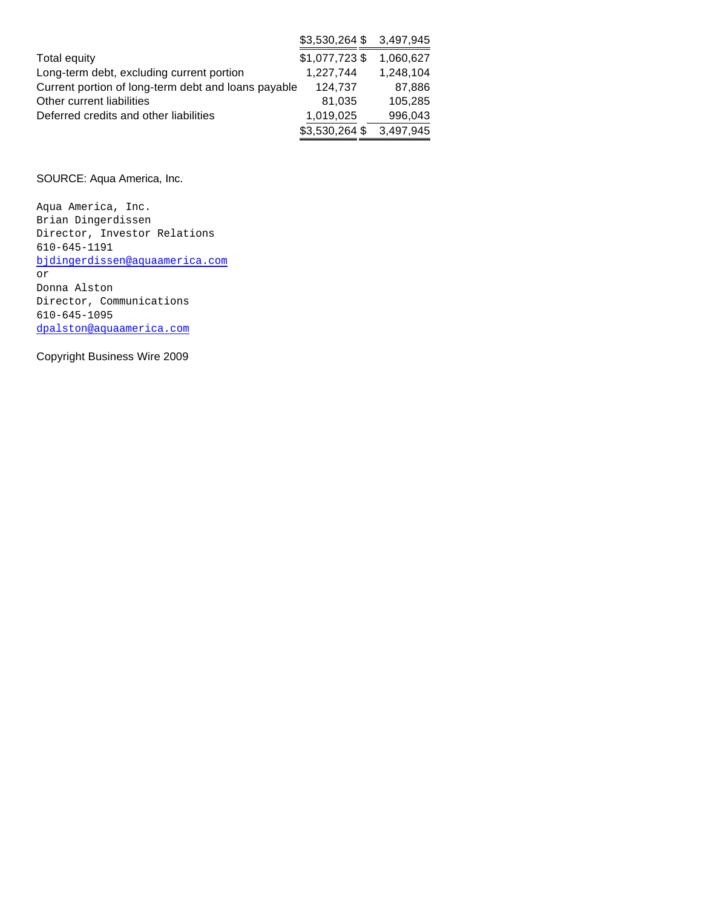| | | |
|---|---|---|
| | $3,530,264 | $ 3,497,945 |
| Total equity | $1,077,723 | $ 1,060,627 |
| Long-term debt, excluding current portion | 1,227,744 | 1,248,104 |
| Current portion of long-term debt and loans payable | 124,737 | 87,886 |
| Other current liabilities | 81,035 | 105,285 |
| Deferred credits and other liabilities | 1,019,025 | 996,043 |
| | $3,530,264 | $ 3,497,945 |

SOURCE: Aqua America, Inc.

Aqua America, Inc.
Brian Dingerdissen
Director, Investor Relations
610-645-1191
bjdingerdissen@aquaamerica.com
or
Donna Alston
Director, Communications
610-645-1095
dpalston@aquaamerica.com

Copyright Business Wire 2009